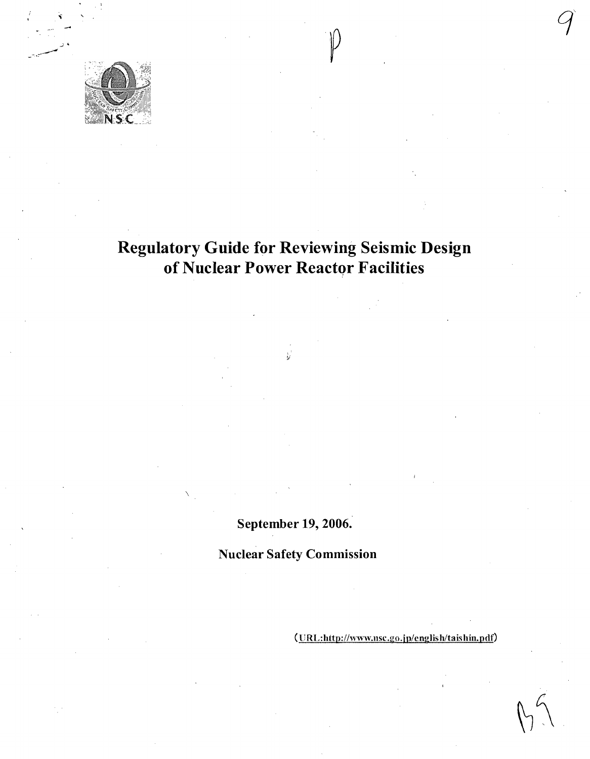# Regulatory Guide for Reviewing Seismic Design of Nuclear Power Reactor Facilities

September 19, 2006.

Nuclear Safety Commission

(URL:http://www.nsc.go.jp/english/taishin.pdf)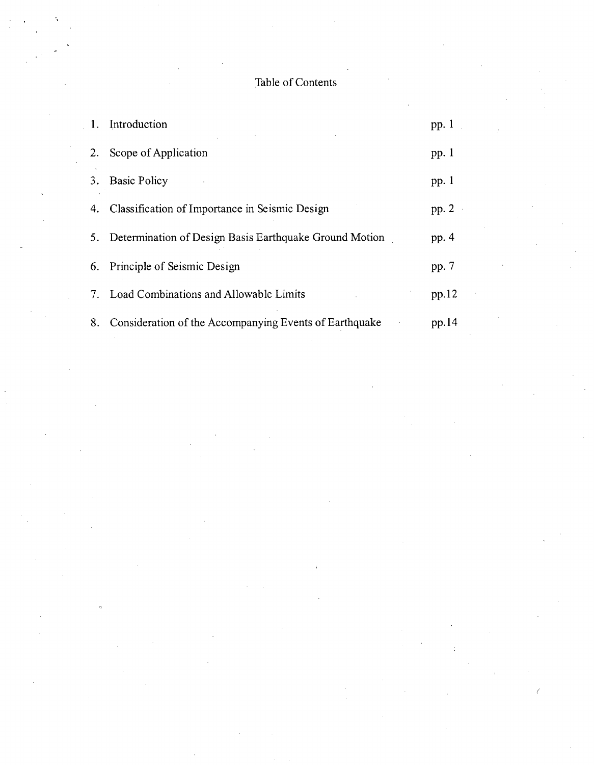# Table of Contents

| | | |
|---|---|---|
| 1. | Introduction | pp. 1 |
| 2. | Scope of Application | pp. 1 |
| 3. | Basic Policy | pp. 1 |
| 4. | Classification of Importance in Seismic Design | pp. 2 |
| 5. | Determination of Design Basis Earthquake Ground Motion | pp. 4 |
| 6. | Principle of Seismic Design | pp. 7 |
| 7. | Load Combinations and Allowable Limits | pp.12 |
| 8. | Consideration of the Accompanying Events of Earthquake | pp.14 |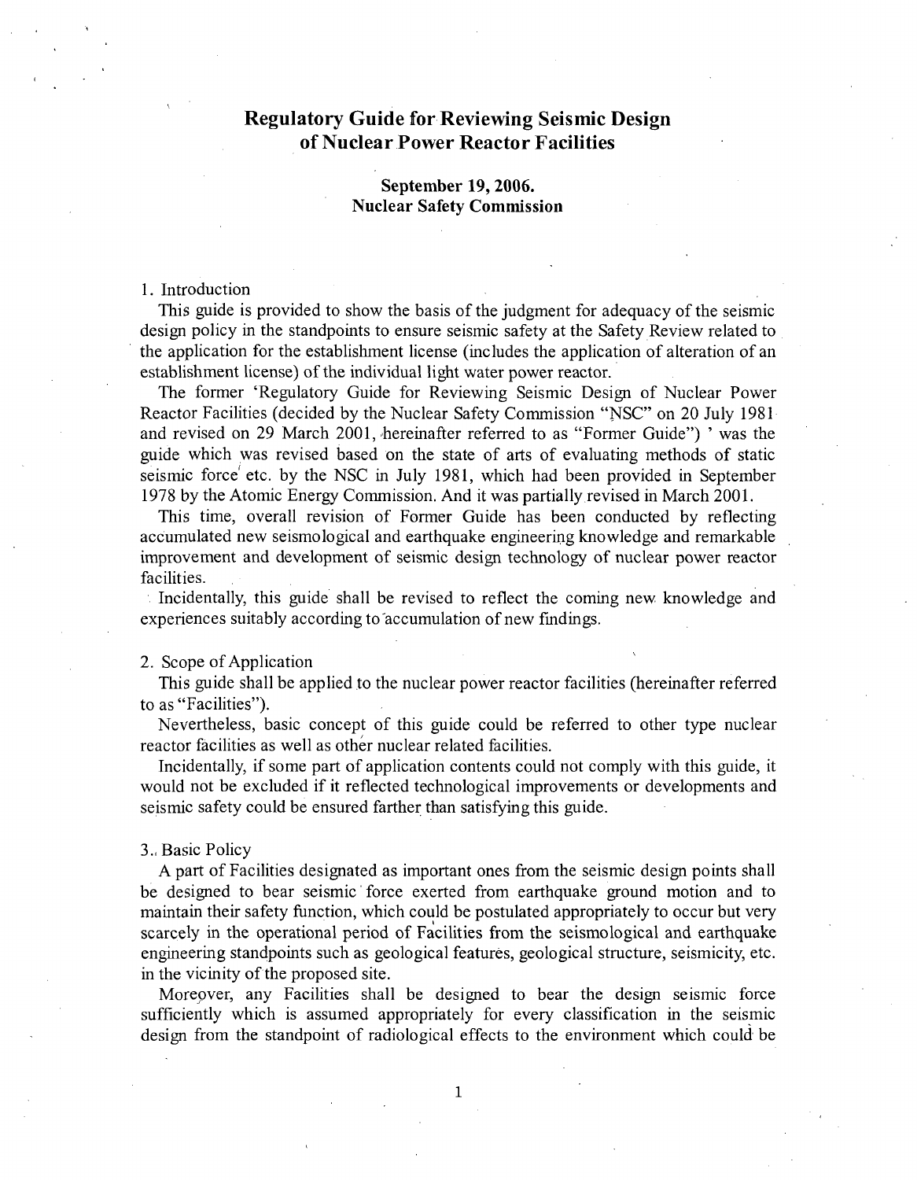# Regulatory Guide for Reviewing Seismic Design of Nuclear Power Reactor Facilities

**September 19, 2006.**
**Nuclear Safety Commission**

1. Introduction

This guide is provided to show the basis of the judgment for adequacy of the seismic design policy in the standpoints to ensure seismic safety at the Safety Review related to the application for the establishment license (includes the application of alteration of an establishment license) of the individual light water power reactor.

The former 'Regulatory Guide for Reviewing Seismic Design of Nuclear Power Reactor Facilities (decided by the Nuclear Safety Commission "NSC" on 20 July 1981 and revised on 29 March 2001, hereinafter referred to as "Former Guide") ' was the guide which was revised based on the state of arts of evaluating methods of static seismic force etc. by the NSC in July 1981, which had been provided in September 1978 by the Atomic Energy Commission. And it was partially revised in March 2001.

This time, overall revision of Former Guide has been conducted by reflecting accumulated new seismological and earthquake engineering knowledge and remarkable improvement and development of seismic design technology of nuclear power reactor facilities.

Incidentally, this guide shall be revised to reflect the coming new knowledge and experiences suitably according to accumulation of new findings.

2. Scope of Application

This guide shall be applied to the nuclear power reactor facilities (hereinafter referred to as "Facilities").

Nevertheless, basic concept of this guide could be referred to other type nuclear reactor facilities as well as other nuclear related facilities.

Incidentally, if some part of application contents could not comply with this guide, it would not be excluded if it reflected technological improvements or developments and seismic safety could be ensured farther than satisfying this guide.

3. Basic Policy

A part of Facilities designated as important ones from the seismic design points shall be designed to bear seismic force exerted from earthquake ground motion and to maintain their safety function, which could be postulated appropriately to occur but very scarcely in the operational period of Facilities from the seismological and earthquake engineering standpoints such as geological features, geological structure, seismicity, etc. in the vicinity of the proposed site.

Moreover, any Facilities shall be designed to bear the design seismic force sufficiently which is assumed appropriately for every classification in the seismic design from the standpoint of radiological effects to the environment which could be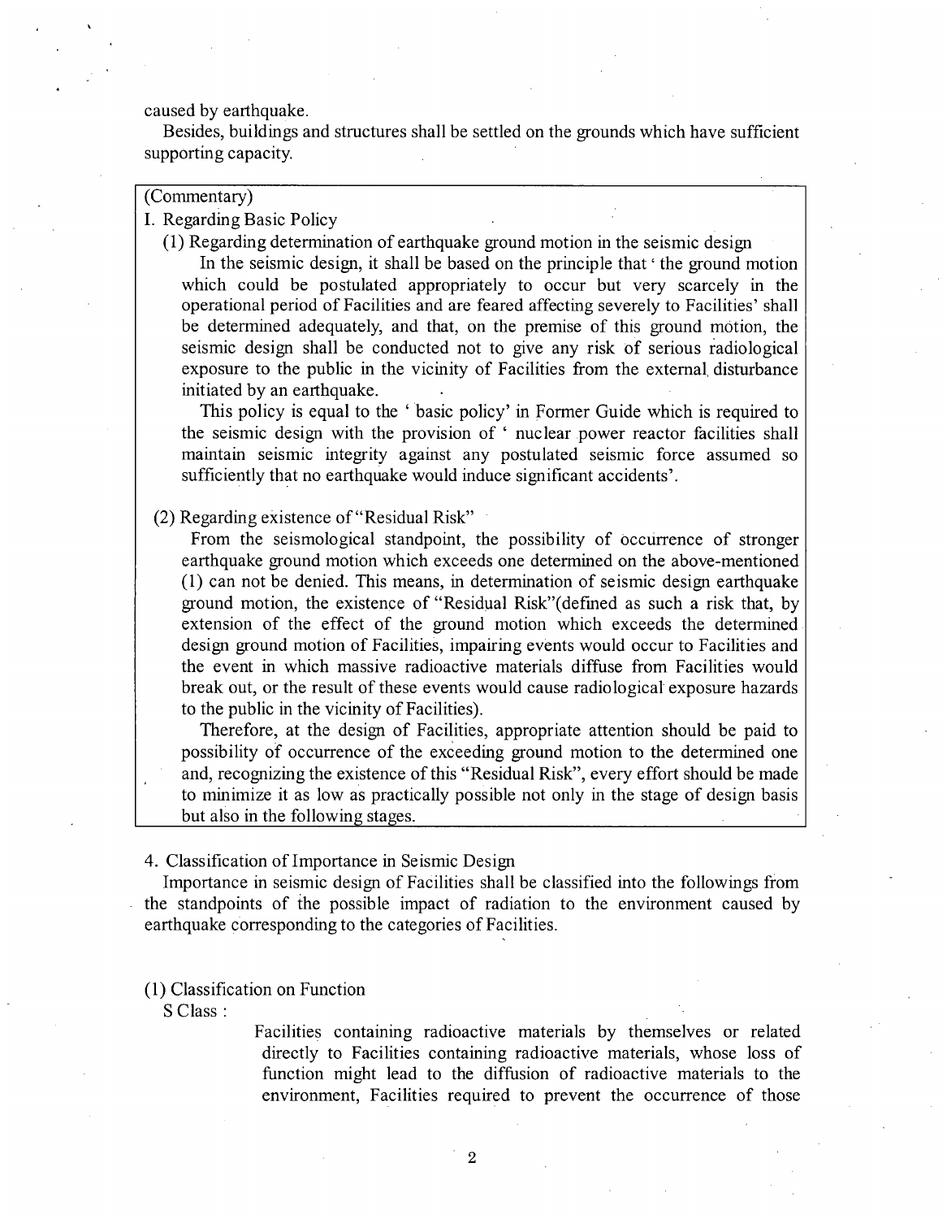caused by earthquake.

Besides, buildings and structures shall be settled on the grounds which have sufficient supporting capacity.

(Commentary)

I. Regarding Basic Policy

(1) Regarding determination of earthquake ground motion in the seismic design

In the seismic design, it shall be based on the principle that 'the ground motion which could be postulated appropriately to occur but very scarcely in the operational period of Facilities and are feared affecting severely to Facilities' shall be determined adequately, and that, on the premise of this ground motion, the seismic design shall be conducted not to give any risk of serious radiological exposure to the public in the vicinity of Facilities from the external disturbance initiated by an earthquake.

This policy is equal to the 'basic policy' in Former Guide which is required to the seismic design with the provision of 'nuclear power reactor facilities shall maintain seismic integrity against any postulated seismic force assumed so sufficiently that no earthquake would induce significant accidents'.

(2) Regarding existence of "Residual Risk"

From the seismological standpoint, the possibility of occurrence of stronger earthquake ground motion which exceeds one determined on the above-mentioned (1) can not be denied. This means, in determination of seismic design earthquake ground motion, the existence of "Residual Risk"(defined as such a risk that, by extension of the effect of the ground motion which exceeds the determined design ground motion of Facilities, impairing events would occur to Facilities and the event in which massive radioactive materials diffuse from Facilities would break out, or the result of these events would cause radiological exposure hazards to the public in the vicinity of Facilities).

Therefore, at the design of Facilities, appropriate attention should be paid to possibility of occurrence of the exceeding ground motion to the determined one and, recognizing the existence of this "Residual Risk", every effort should be made to minimize it as low as practically possible not only in the stage of design basis but also in the following stages.

4. Classification of Importance in Seismic Design

Importance in seismic design of Facilities shall be classified into the followings from the standpoints of the possible impact of radiation to the environment caused by earthquake corresponding to the categories of Facilities.

(1) Classification on Function

S Class :

Facilities containing radioactive materials by themselves or related directly to Facilities containing radioactive materials, whose loss of function might lead to the diffusion of radioactive materials to the environment, Facilities required to prevent the occurrence of those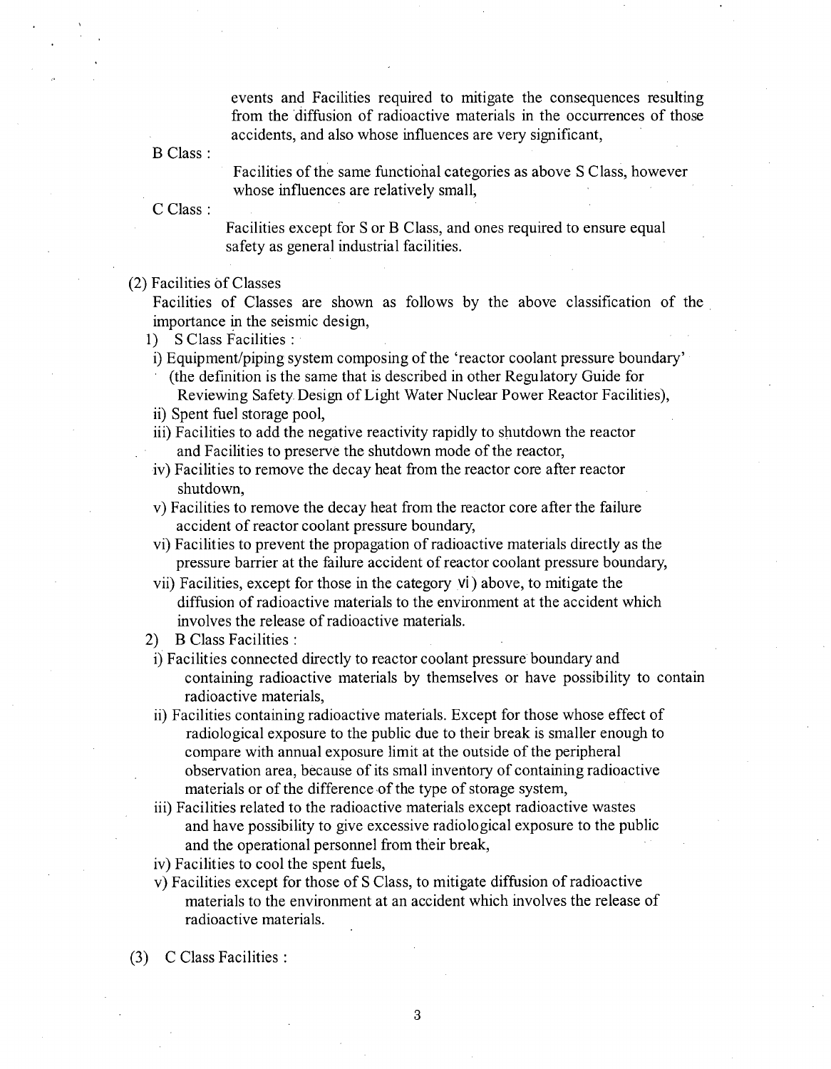events and Facilities required to mitigate the consequences resulting from the diffusion of radioactive materials in the occurrences of those accidents, and also whose influences are very significant,

B Class :

Facilities of the same functional categories as above S Class, however whose influences are relatively small,

C Class :

Facilities except for S or B Class, and ones required to ensure equal safety as general industrial facilities.

(2) Facilities of Classes

Facilities of Classes are shown as follows by the above classification of the importance in the seismic design,

1) S Class Facilities :

i) Equipment/piping system composing of the 'reactor coolant pressure boundary' (the definition is the same that is described in other Regulatory Guide for Reviewing Safety Design of Light Water Nuclear Power Reactor Facilities),

ii) Spent fuel storage pool,

iii) Facilities to add the negative reactivity rapidly to shutdown the reactor and Facilities to preserve the shutdown mode of the reactor,

iv) Facilities to remove the decay heat from the reactor core after reactor shutdown,

v) Facilities to remove the decay heat from the reactor core after the failure accident of reactor coolant pressure boundary,

vi) Facilities to prevent the propagation of radioactive materials directly as the pressure barrier at the failure accident of reactor coolant pressure boundary,

vii) Facilities, except for those in the category vi) above, to mitigate the diffusion of radioactive materials to the environment at the accident which involves the release of radioactive materials.

2) B Class Facilities :

i) Facilities connected directly to reactor coolant pressure boundary and containing radioactive materials by themselves or have possibility to contain radioactive materials,

ii) Facilities containing radioactive materials. Except for those whose effect of radiological exposure to the public due to their break is smaller enough to compare with annual exposure limit at the outside of the peripheral observation area, because of its small inventory of containing radioactive materials or of the difference of the type of storage system,

iii) Facilities related to the radioactive materials except radioactive wastes and have possibility to give excessive radiological exposure to the public and the operational personnel from their break,

iv) Facilities to cool the spent fuels,

v) Facilities except for those of S Class, to mitigate diffusion of radioactive materials to the environment at an accident which involves the release of radioactive materials.

(3) C Class Facilities :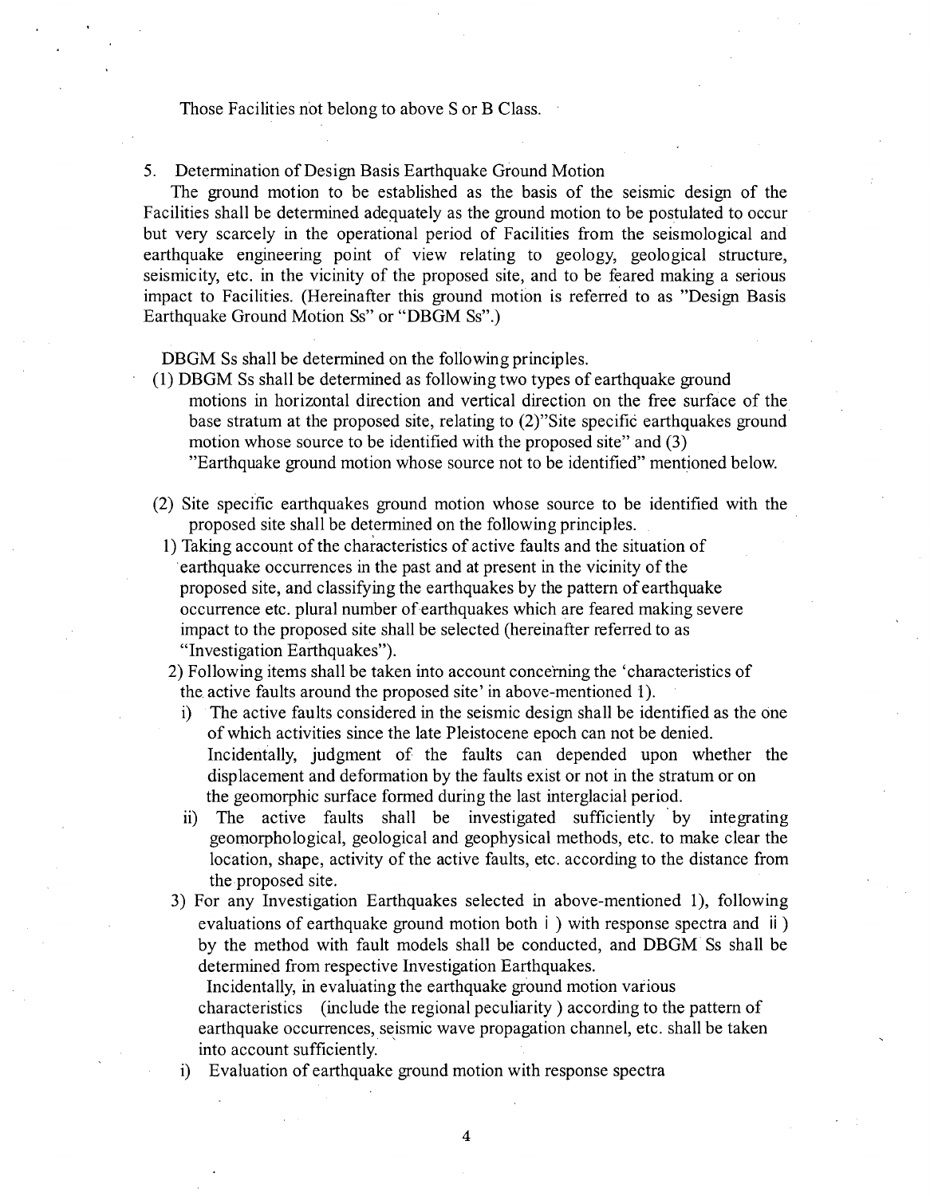Those Facilities not belong to above S or B Class.

5. Determination of Design Basis Earthquake Ground Motion

The ground motion to be established as the basis of the seismic design of the Facilities shall be determined adequately as the ground motion to be postulated to occur but very scarcely in the operational period of Facilities from the seismological and earthquake engineering point of view relating to geology, geological structure, seismicity, etc. in the vicinity of the proposed site, and to be feared making a serious impact to Facilities. (Hereinafter this ground motion is referred to as "Design Basis Earthquake Ground Motion Ss" or "DBGM Ss".)

DBGM Ss shall be determined on the following principles.

(1) DBGM Ss shall be determined as following two types of earthquake ground motions in horizontal direction and vertical direction on the free surface of the base stratum at the proposed site, relating to (2)"Site specific earthquakes ground motion whose source to be identified with the proposed site" and (3) "Earthquake ground motion whose source not to be identified" mentioned below.

(2) Site specific earthquakes ground motion whose source to be identified with the proposed site shall be determined on the following principles.

1) Taking account of the characteristics of active faults and the situation of earthquake occurrences in the past and at present in the vicinity of the proposed site, and classifying the earthquakes by the pattern of earthquake occurrence etc. plural number of earthquakes which are feared making severe impact to the proposed site shall be selected (hereinafter referred to as "Investigation Earthquakes").

2) Following items shall be taken into account concerning the 'characteristics of the active faults around the proposed site' in above-mentioned 1).

i) The active faults considered in the seismic design shall be identified as the one of which activities since the late Pleistocene epoch can not be denied. Incidentally, judgment of the faults can depended upon whether the displacement and deformation by the faults exist or not in the stratum or on the geomorphic surface formed during the last interglacial period.

ii) The active faults shall be investigated sufficiently by integrating geomorphological, geological and geophysical methods, etc. to make clear the location, shape, activity of the active faults, etc. according to the distance from the proposed site.

3) For any Investigation Earthquakes selected in above-mentioned 1), following evaluations of earthquake ground motion both i ) with response spectra and ii ) by the method with fault models shall be conducted, and DBGM Ss shall be determined from respective Investigation Earthquakes.

Incidentally, in evaluating the earthquake ground motion various characteristics (include the regional peculiarity ) according to the pattern of earthquake occurrences, seismic wave propagation channel, etc. shall be taken into account sufficiently.

i) Evaluation of earthquake ground motion with response spectra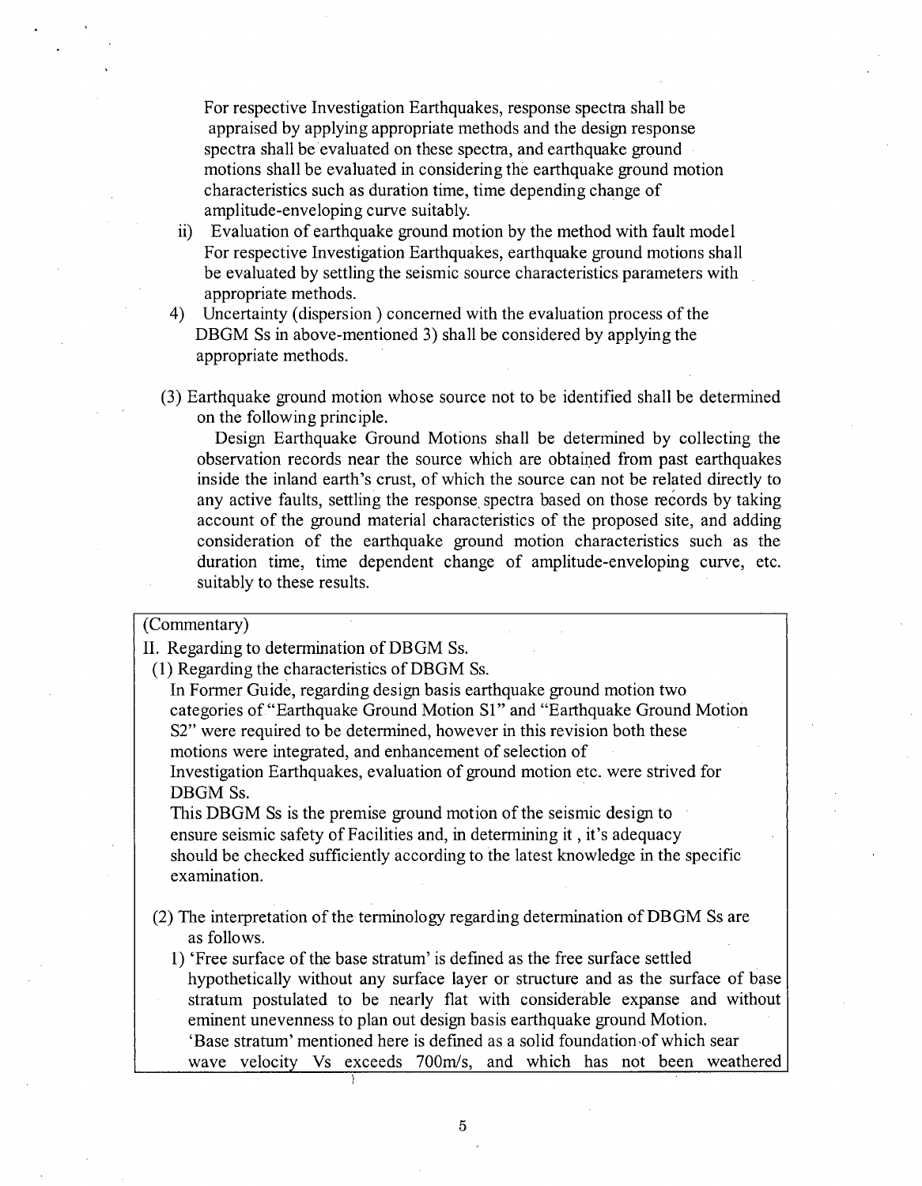For respective Investigation Earthquakes, response spectra shall be appraised by applying appropriate methods and the design response spectra shall be evaluated on these spectra, and earthquake ground motions shall be evaluated in considering the earthquake ground motion characteristics such as duration time, time depending change of amplitude-enveloping curve suitably.

ii) Evaluation of earthquake ground motion by the method with fault model
For respective Investigation Earthquakes, earthquake ground motions shall be evaluated by settling the seismic source characteristics parameters with appropriate methods.

4) Uncertainty (dispersion ) concerned with the evaluation process of the DBGM Ss in above-mentioned 3) shall be considered by applying the appropriate methods.

(3) Earthquake ground motion whose source not to be identified shall be determined on the following principle.

Design Earthquake Ground Motions shall be determined by collecting the observation records near the source which are obtained from past earthquakes inside the inland earth's crust, of which the source can not be related directly to any active faults, settling the response spectra based on those records by taking account of the ground material characteristics of the proposed site, and adding consideration of the earthquake ground motion characteristics such as the duration time, time dependent change of amplitude-enveloping curve, etc. suitably to these results.

(Commentary)

II. Regarding to determination of DBGM Ss.

(1) Regarding the characteristics of DBGM Ss.

In Former Guide, regarding design basis earthquake ground motion two categories of "Earthquake Ground Motion S1" and "Earthquake Ground Motion S2" were required to be determined, however in this revision both these motions were integrated, and enhancement of selection of Investigation Earthquakes, evaluation of ground motion etc. were strived for DBGM Ss.

This DBGM Ss is the premise ground motion of the seismic design to ensure seismic safety of Facilities and, in determining it , it's adequacy should be checked sufficiently according to the latest knowledge in the specific examination.

(2) The interpretation of the terminology regarding determination of DBGM Ss are as follows.

1) 'Free surface of the base stratum' is defined as the free surface settled hypothetically without any surface layer or structure and as the surface of base stratum postulated to be nearly flat with considerable expanse and without eminent unevenness to plan out design basis earthquake ground Motion.
'Base stratum' mentioned here is defined as a solid foundation of which sear wave velocity Vs exceeds 700m/s, and which has not been weathered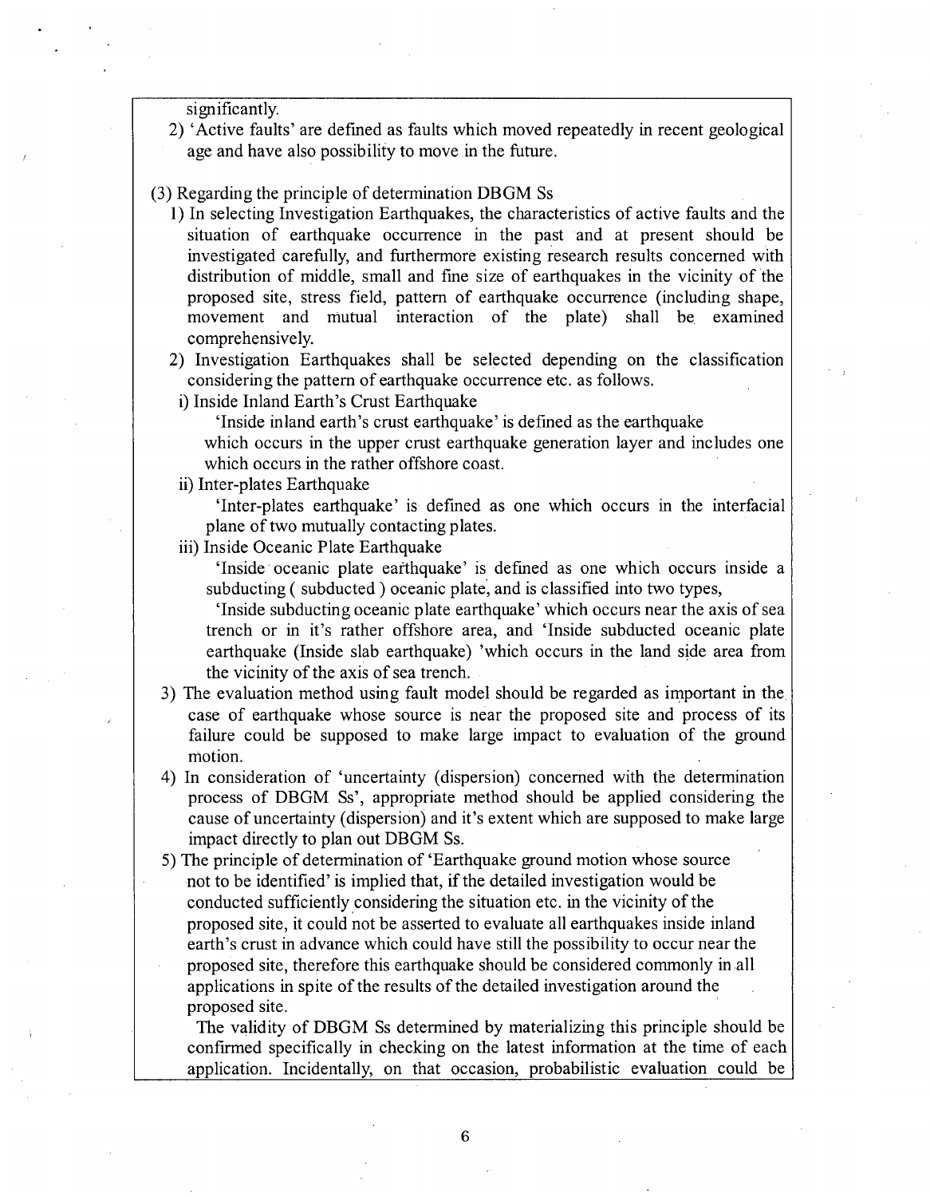significantly.

2) 'Active faults' are defined as faults which moved repeatedly in recent geological age and have also possibility to move in the future.

(3) Regarding the principle of determination DBGM Ss

1) In selecting Investigation Earthquakes, the characteristics of active faults and the situation of earthquake occurrence in the past and at present should be investigated carefully, and furthermore existing research results concerned with distribution of middle, small and fine size of earthquakes in the vicinity of the proposed site, stress field, pattern of earthquake occurrence (including shape, movement and mutual interaction of the plate) shall be examined comprehensively.

2) Investigation Earthquakes shall be selected depending on the classification considering the pattern of earthquake occurrence etc. as follows.

i) Inside Inland Earth's Crust Earthquake

'Inside inland earth's crust earthquake' is defined as the earthquake which occurs in the upper crust earthquake generation layer and includes one which occurs in the rather offshore coast.

ii) Inter-plates Earthquake

'Inter-plates earthquake' is defined as one which occurs in the interfacial plane of two mutually contacting plates.

iii) Inside Oceanic Plate Earthquake

'Inside oceanic plate earthquake' is defined as one which occurs inside a subducting ( subducted ) oceanic plate, and is classified into two types,

'Inside subducting oceanic plate earthquake' which occurs near the axis of sea trench or in it's rather offshore area, and 'Inside subducted oceanic plate earthquake (Inside slab earthquake) 'which occurs in the land side area from the vicinity of the axis of sea trench.

3) The evaluation method using fault model should be regarded as important in the case of earthquake whose source is near the proposed site and process of its failure could be supposed to make large impact to evaluation of the ground motion.

4) In consideration of 'uncertainty (dispersion) concerned with the determination process of DBGM Ss', appropriate method should be applied considering the cause of uncertainty (dispersion) and it's extent which are supposed to make large impact directly to plan out DBGM Ss.

5) The principle of determination of 'Earthquake ground motion whose source not to be identified' is implied that, if the detailed investigation would be conducted sufficiently considering the situation etc. in the vicinity of the proposed site, it could not be asserted to evaluate all earthquakes inside inland earth's crust in advance which could have still the possibility to occur near the proposed site, therefore this earthquake should be considered commonly in all applications in spite of the results of the detailed investigation around the proposed site.

The validity of DBGM Ss determined by materializing this principle should be confirmed specifically in checking on the latest information at the time of each application. Incidentally, on that occasion, probabilistic evaluation could be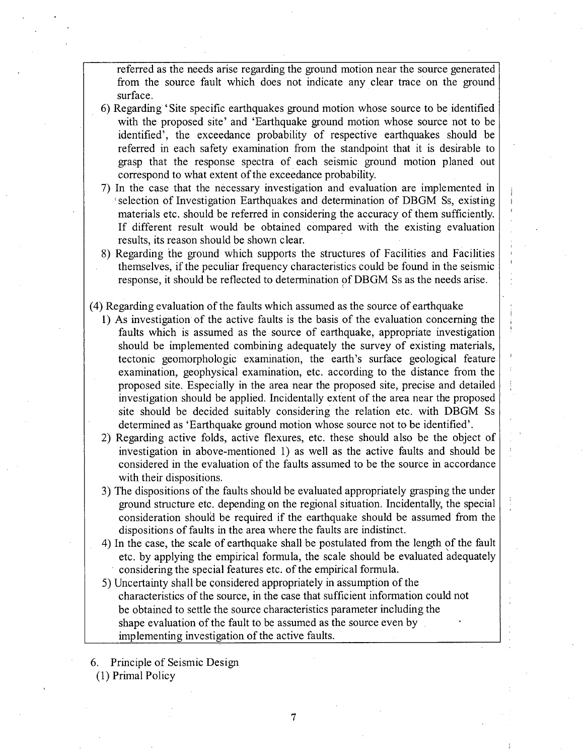referred as the needs arise regarding the ground motion near the source generated from the source fault which does not indicate any clear trace on the ground surface.

6) Regarding 'Site specific earthquakes ground motion whose source to be identified with the proposed site' and 'Earthquake ground motion whose source not to be identified', the exceedance probability of respective earthquakes should be referred in each safety examination from the standpoint that it is desirable to grasp that the response spectra of each seismic ground motion planed out correspond to what extent of the exceedance probability.

7) In the case that the necessary investigation and evaluation are implemented in 'selection of Investigation Earthquakes and determination of DBGM Ss, existing materials etc. should be referred in considering the accuracy of them sufficiently. If different result would be obtained compared with the existing evaluation results, its reason should be shown clear.

8) Regarding the ground which supports the structures of Facilities and Facilities themselves, if the peculiar frequency characteristics could be found in the seismic response, it should be reflected to determination of DBGM Ss as the needs arise.

(4) Regarding evaluation of the faults which assumed as the source of earthquake

1) As investigation of the active faults is the basis of the evaluation concerning the faults which is assumed as the source of earthquake, appropriate investigation should be implemented combining adequately the survey of existing materials, tectonic geomorphologic examination, the earth's surface geological feature examination, geophysical examination, etc. according to the distance from the proposed site. Especially in the area near the proposed site, precise and detailed investigation should be applied. Incidentally extent of the area near the proposed site should be decided suitably considering the relation etc. with DBGM Ss determined as 'Earthquake ground motion whose source not to be identified'.

2) Regarding active folds, active flexures, etc. these should also be the object of investigation in above-mentioned 1) as well as the active faults and should be considered in the evaluation of the faults assumed to be the source in accordance with their dispositions.

3) The dispositions of the faults should be evaluated appropriately grasping the under ground structure etc. depending on the regional situation. Incidentally, the special consideration should be required if the earthquake should be assumed from the dispositions of faults in the area where the faults are indistinct.

4) In the case, the scale of earthquake shall be postulated from the length of the fault etc. by applying the empirical formula, the scale should be evaluated adequately considering the special features etc. of the empirical formula.

5) Uncertainty shall be considered appropriately in assumption of the characteristics of the source, in the case that sufficient information could not be obtained to settle the source characteristics parameter including the shape evaluation of the fault to be assumed as the source even by implementing investigation of the active faults.

6. Principle of Seismic Design

(1) Primal Policy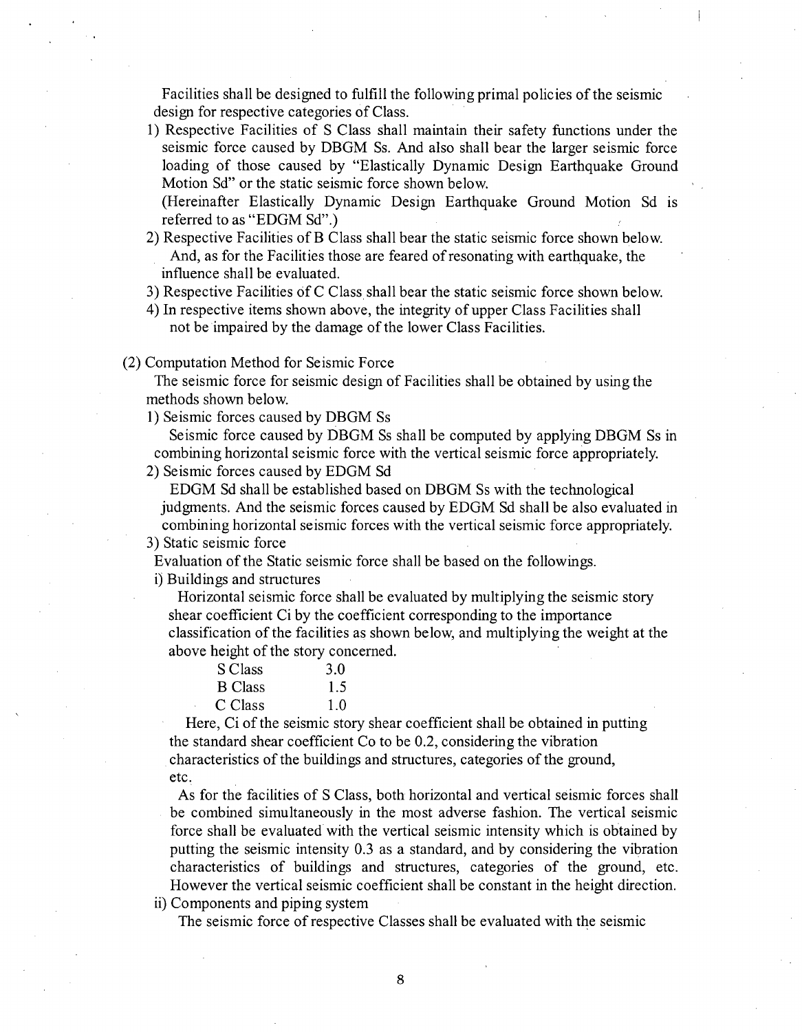Facilities shall be designed to fulfill the following primal policies of the seismic design for respective categories of Class.

1) Respective Facilities of S Class shall maintain their safety functions under the seismic force caused by DBGM Ss. And also shall bear the larger seismic force loading of those caused by "Elastically Dynamic Design Earthquake Ground Motion Sd" or the static seismic force shown below.
   (Hereinafter Elastically Dynamic Design Earthquake Ground Motion Sd is referred to as "EDGM Sd".)
2) Respective Facilities of B Class shall bear the static seismic force shown below. And, as for the Facilities those are feared of resonating with earthquake, the influence shall be evaluated.
3) Respective Facilities of C Class shall bear the static seismic force shown below.
4) In respective items shown above, the integrity of upper Class Facilities shall not be impaired by the damage of the lower Class Facilities.

(2) Computation Method for Seismic Force

The seismic force for seismic design of Facilities shall be obtained by using the methods shown below.

1) Seismic forces caused by DBGM Ss

   Seismic force caused by DBGM Ss shall be computed by applying DBGM Ss in combining horizontal seismic force with the vertical seismic force appropriately.

2) Seismic forces caused by EDGM Sd

   EDGM Sd shall be established based on DBGM Ss with the technological judgments. And the seismic forces caused by EDGM Sd shall be also evaluated in combining horizontal seismic forces with the vertical seismic force appropriately.

3) Static seismic force

Evaluation of the Static seismic force shall be based on the followings.

i) Buildings and structures

   Horizontal seismic force shall be evaluated by multiplying the seismic story shear coefficient Ci by the coefficient corresponding to the importance classification of the facilities as shown below, and multiplying the weight at the above height of the story concerned.

| | |
|---|---|
| S Class | 3.0 |
| B Class | 1.5 |
| C Class | 1.0 |

   Here, Ci of the seismic story shear coefficient shall be obtained in putting the standard shear coefficient Co to be 0.2, considering the vibration characteristics of the buildings and structures, categories of the ground, etc.

   As for the facilities of S Class, both horizontal and vertical seismic forces shall be combined simultaneously in the most adverse fashion. The vertical seismic force shall be evaluated with the vertical seismic intensity which is obtained by putting the seismic intensity 0.3 as a standard, and by considering the vibration characteristics of buildings and structures, categories of the ground, etc. However the vertical seismic coefficient shall be constant in the height direction.

ii) Components and piping system

   The seismic force of respective Classes shall be evaluated with the seismic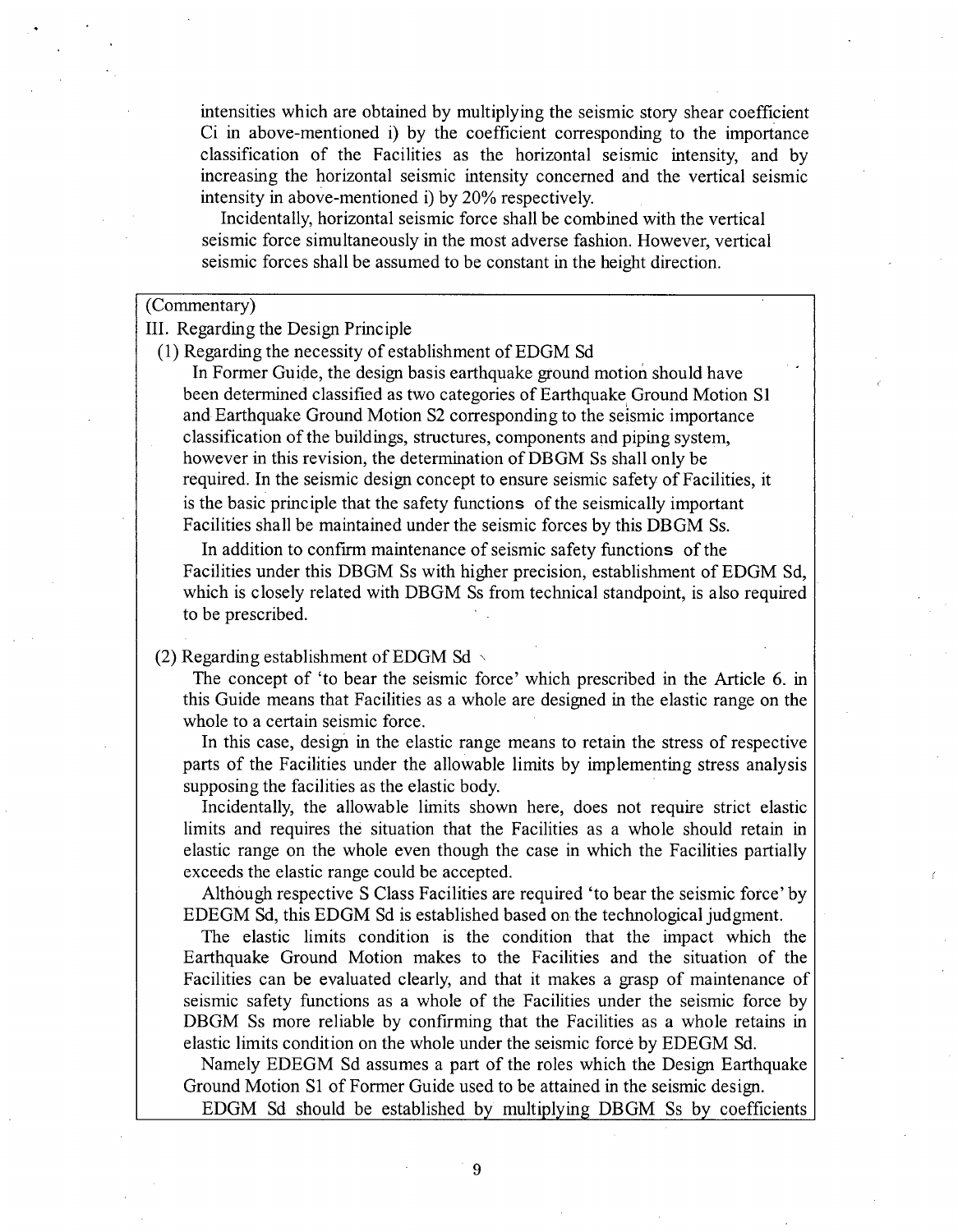intensities which are obtained by multiplying the seismic story shear coefficient Ci in above-mentioned i) by the coefficient corresponding to the importance classification of the Facilities as the horizontal seismic intensity, and by increasing the horizontal seismic intensity concerned and the vertical seismic intensity in above-mentioned i) by 20% respectively.

Incidentally, horizontal seismic force shall be combined with the vertical seismic force simultaneously in the most adverse fashion. However, vertical seismic forces shall be assumed to be constant in the height direction.

(Commentary)

III. Regarding the Design Principle

(1) Regarding the necessity of establishment of EDGM Sd

In Former Guide, the design basis earthquake ground motion should have been determined classified as two categories of Earthquake Ground Motion S1 and Earthquake Ground Motion S2 corresponding to the seismic importance classification of the buildings, structures, components and piping system, however in this revision, the determination of DBGM Ss shall only be required. In the seismic design concept to ensure seismic safety of Facilities, it is the basic principle that the safety functions of the seismically important Facilities shall be maintained under the seismic forces by this DBGM Ss.

In addition to confirm maintenance of seismic safety functions of the Facilities under this DBGM Ss with higher precision, establishment of EDGM Sd, which is closely related with DBGM Ss from technical standpoint, is also required to be prescribed.

(2) Regarding establishment of EDGM Sd

The concept of 'to bear the seismic force' which prescribed in the Article 6. in this Guide means that Facilities as a whole are designed in the elastic range on the whole to a certain seismic force.

In this case, design in the elastic range means to retain the stress of respective parts of the Facilities under the allowable limits by implementing stress analysis supposing the facilities as the elastic body.

Incidentally, the allowable limits shown here, does not require strict elastic limits and requires the situation that the Facilities as a whole should retain in elastic range on the whole even though the case in which the Facilities partially exceeds the elastic range could be accepted.

Although respective S Class Facilities are required 'to bear the seismic force' by EDEGM Sd, this EDGM Sd is established based on the technological judgment.

The elastic limits condition is the condition that the impact which the Earthquake Ground Motion makes to the Facilities and the situation of the Facilities can be evaluated clearly, and that it makes a grasp of maintenance of seismic safety functions as a whole of the Facilities under the seismic force by DBGM Ss more reliable by confirming that the Facilities as a whole retains in elastic limits condition on the whole under the seismic force by EDEGM Sd.

Namely EDEGM Sd assumes a part of the roles which the Design Earthquake Ground Motion S1 of Former Guide used to be attained in the seismic design.

EDGM Sd should be established by multiplying DBGM Ss by coefficients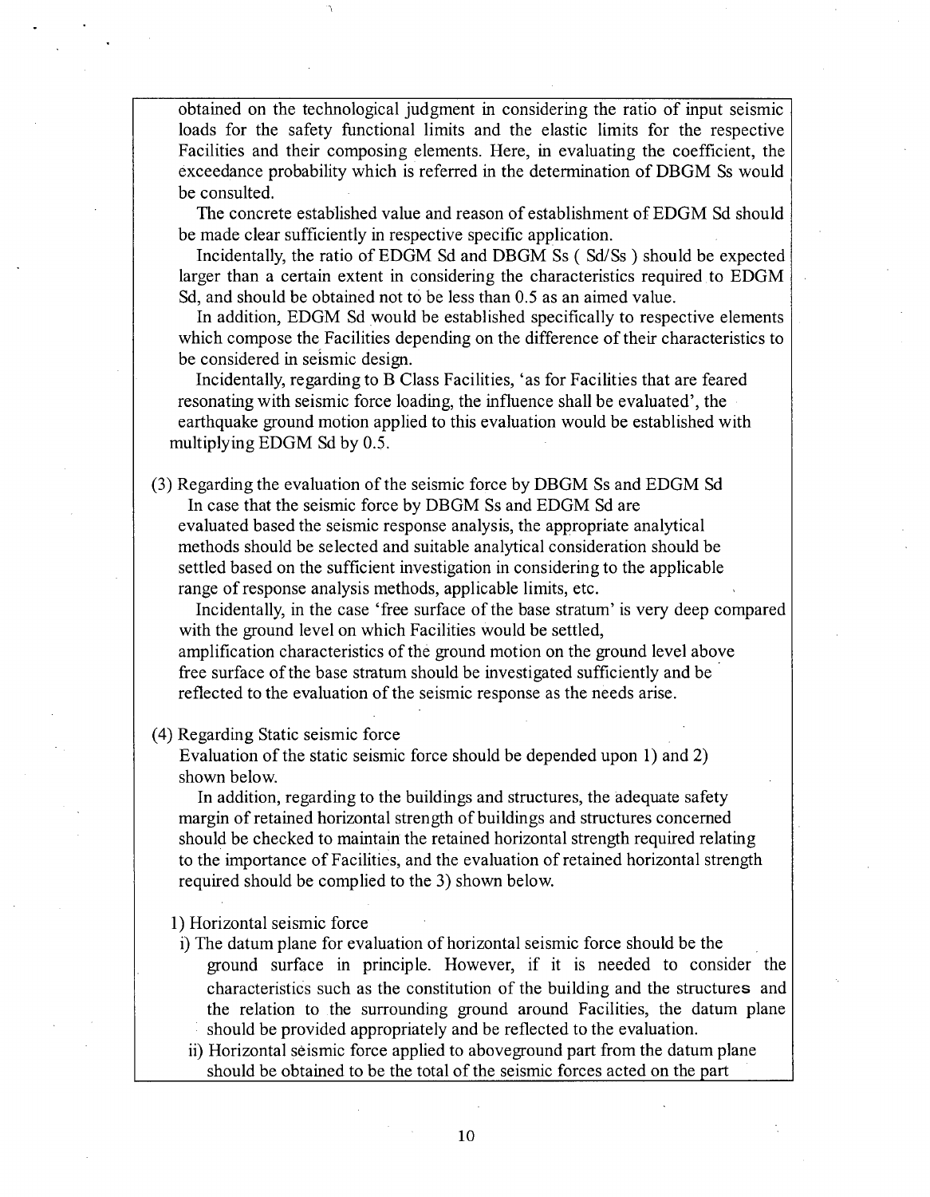obtained on the technological judgment in considering the ratio of input seismic loads for the safety functional limits and the elastic limits for the respective Facilities and their composing elements. Here, in evaluating the coefficient, the exceedance probability which is referred in the determination of DBGM Ss would be consulted.

The concrete established value and reason of establishment of EDGM Sd should be made clear sufficiently in respective specific application.

Incidentally, the ratio of EDGM Sd and DBGM Ss ( Sd/Ss ) should be expected larger than a certain extent in considering the characteristics required to EDGM Sd, and should be obtained not to be less than 0.5 as an aimed value.

In addition, EDGM Sd would be established specifically to respective elements which compose the Facilities depending on the difference of their characteristics to be considered in seismic design.

Incidentally, regarding to B Class Facilities, 'as for Facilities that are feared resonating with seismic force loading, the influence shall be evaluated', the earthquake ground motion applied to this evaluation would be established with multiplying EDGM Sd by 0.5.

(3) Regarding the evaluation of the seismic force by DBGM Ss and EDGM Sd

In case that the seismic force by DBGM Ss and EDGM Sd are evaluated based the seismic response analysis, the appropriate analytical methods should be selected and suitable analytical consideration should be settled based on the sufficient investigation in considering to the applicable range of response analysis methods, applicable limits, etc.

Incidentally, in the case 'free surface of the base stratum' is very deep compared with the ground level on which Facilities would be settled, amplification characteristics of the ground motion on the ground level above free surface of the base stratum should be investigated sufficiently and be reflected to the evaluation of the seismic response as the needs arise.

(4) Regarding Static seismic force

Evaluation of the static seismic force should be depended upon 1) and 2) shown below.

In addition, regarding to the buildings and structures, the adequate safety margin of retained horizontal strength of buildings and structures concerned should be checked to maintain the retained horizontal strength required relating to the importance of Facilities, and the evaluation of retained horizontal strength required should be complied to the 3) shown below.

1) Horizontal seismic force

i) The datum plane for evaluation of horizontal seismic force should be the ground surface in principle. However, if it is needed to consider the characteristics such as the constitution of the building and the structures and the relation to the surrounding ground around Facilities, the datum plane should be provided appropriately and be reflected to the evaluation.

ii) Horizontal seismic force applied to aboveground part from the datum plane should be obtained to be the total of the seismic forces acted on the part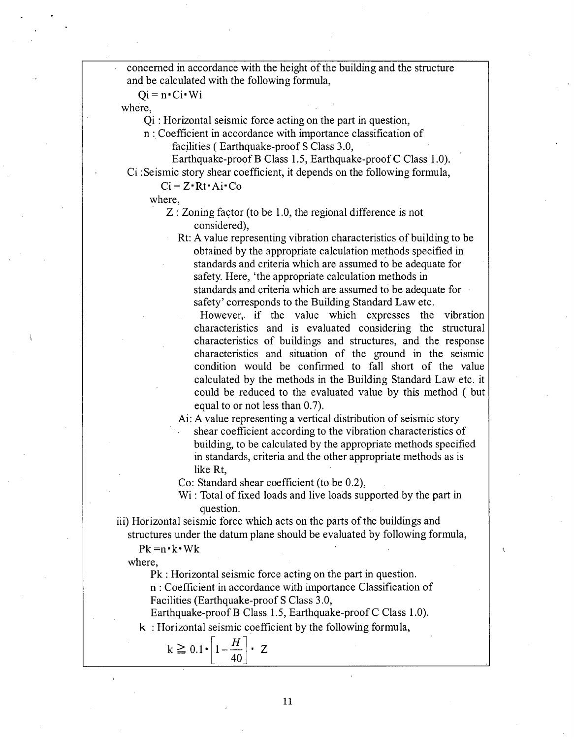concerned in accordance with the height of the building and the structure and be calculated with the following formula,

$$Qi = n \cdot Ci \cdot Wi$$

where,

Qi : Horizontal seismic force acting on the part in question,

n : Coefficient in accordance with importance classification of facilities ( Earthquake-proof S Class 3.0, Earthquake-proof B Class 1.5, Earthquake-proof C Class 1.0).

Ci :Seismic story shear coefficient, it depends on the following formula,

$$Ci = Z \cdot Rt \cdot Ai \cdot Co$$

where,

Z : Zoning factor (to be 1.0, the regional difference is not considered),

Rt: A value representing vibration characteristics of building to be obtained by the appropriate calculation methods specified in standards and criteria which are assumed to be adequate for safety. Here, 'the appropriate calculation methods in standards and criteria which are assumed to be adequate for safety' corresponds to the Building Standard Law etc.

However, if the value which expresses the vibration characteristics and is evaluated considering the structural characteristics of buildings and structures, and the response characteristics and situation of the ground in the seismic condition would be confirmed to fall short of the value calculated by the methods in the Building Standard Law etc. it could be reduced to the evaluated value by this method ( but equal to or not less than 0.7).

Ai: A value representing a vertical distribution of seismic story shear coefficient according to the vibration characteristics of building, to be calculated by the appropriate methods specified in standards, criteria and the other appropriate methods as is like Rt,

Co: Standard shear coefficient (to be 0.2),

Wi : Total of fixed loads and live loads supported by the part in question.

iii) Horizontal seismic force which acts on the parts of the buildings and structures under the datum plane should be evaluated by following formula,

$$Pk = n \cdot k \cdot Wk$$

where,

Pk : Horizontal seismic force acting on the part in question.

n : Coefficient in accordance with importance Classification of Facilities (Earthquake-proof S Class 3.0, Earthquake-proof B Class 1.5, Earthquake-proof C Class 1.0).

k : Horizontal seismic coefficient by the following formula,

$$k \geqq 0.1 \cdot \left[1 - \frac{H}{40}\right] \cdot Z$$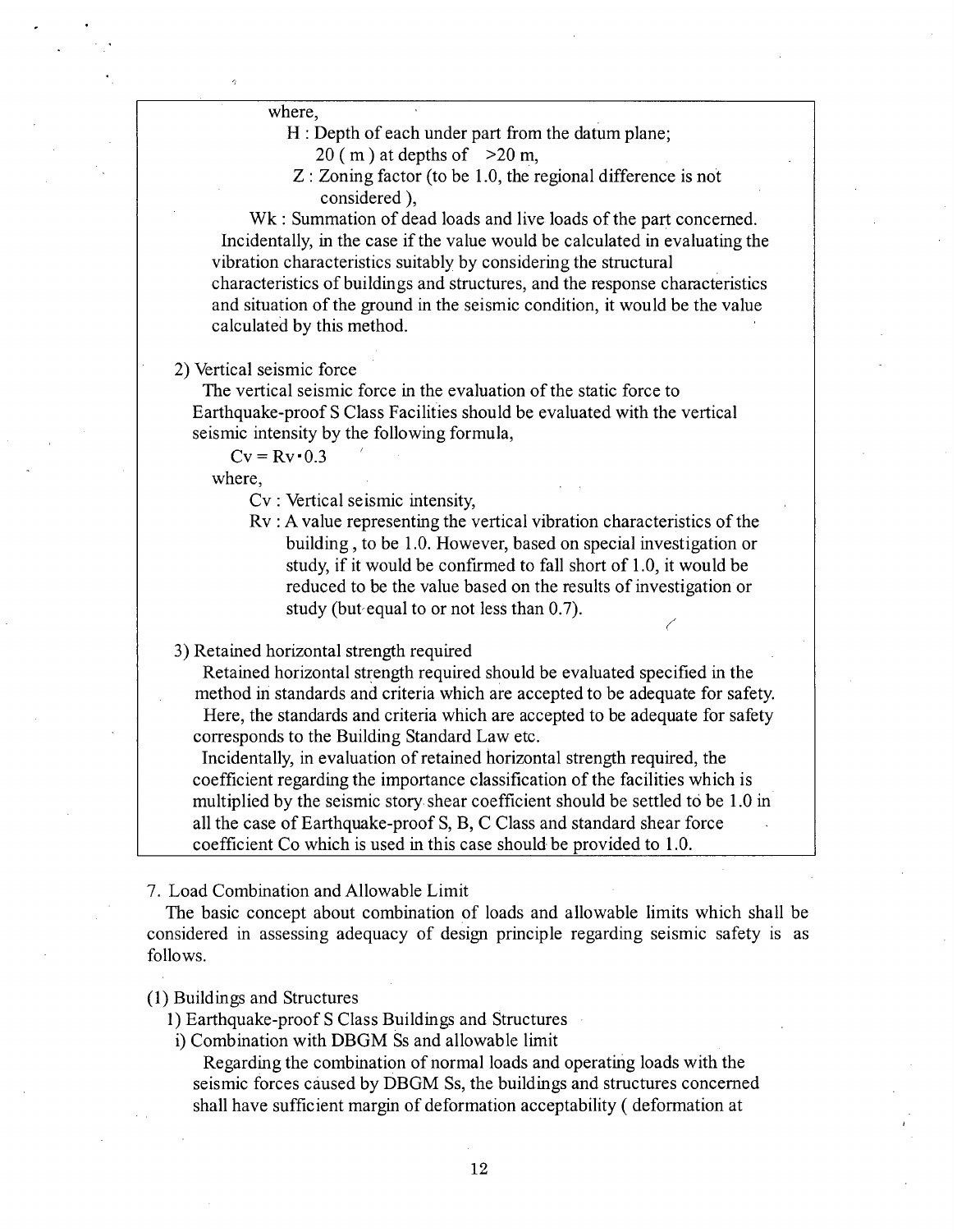where,

$H$ : Depth of each under part from the datum plane; 20 ( m ) at depths of >20 m,

$Z$ : Zoning factor (to be 1.0, the regional difference is not considered ),

$W_k$ : Summation of dead loads and live loads of the part concerned.

Incidentally, in the case if the value would be calculated in evaluating the vibration characteristics suitably by considering the structural characteristics of buildings and structures, and the response characteristics and situation of the ground in the seismic condition, it would be the value calculated by this method.

2) Vertical seismic force

The vertical seismic force in the evaluation of the static force to Earthquake-proof S Class Facilities should be evaluated with the vertical seismic intensity by the following formula,

$$C_v = R_v \cdot 0.3$$

where,

$C_v$ : Vertical seismic intensity,

$R_v$ : A value representing the vertical vibration characteristics of the building , to be 1.0. However, based on special investigation or study, if it would be confirmed to fall short of 1.0, it would be reduced to be the value based on the results of investigation or study (but equal to or not less than 0.7).

3) Retained horizontal strength required

Retained horizontal strength required should be evaluated specified in the method in standards and criteria which are accepted to be adequate for safety.

Here, the standards and criteria which are accepted to be adequate for safety corresponds to the Building Standard Law etc.

Incidentally, in evaluation of retained horizontal strength required, the coefficient regarding the importance classification of the facilities which is multiplied by the seismic story shear coefficient should be settled to be 1.0 in all the case of Earthquake-proof S, B, C Class and standard shear force coefficient $C_o$ which is used in this case should be provided to 1.0.

## 7. Load Combination and Allowable Limit

The basic concept about combination of loads and allowable limits which shall be considered in assessing adequacy of design principle regarding seismic safety is as follows.

### (1) Buildings and Structures

1) Earthquake-proof S Class Buildings and Structures

i) Combination with DBGM Ss and allowable limit

Regarding the combination of normal loads and operating loads with the seismic forces caused by DBGM Ss, the buildings and structures concerned shall have sufficient margin of deformation acceptability ( deformation at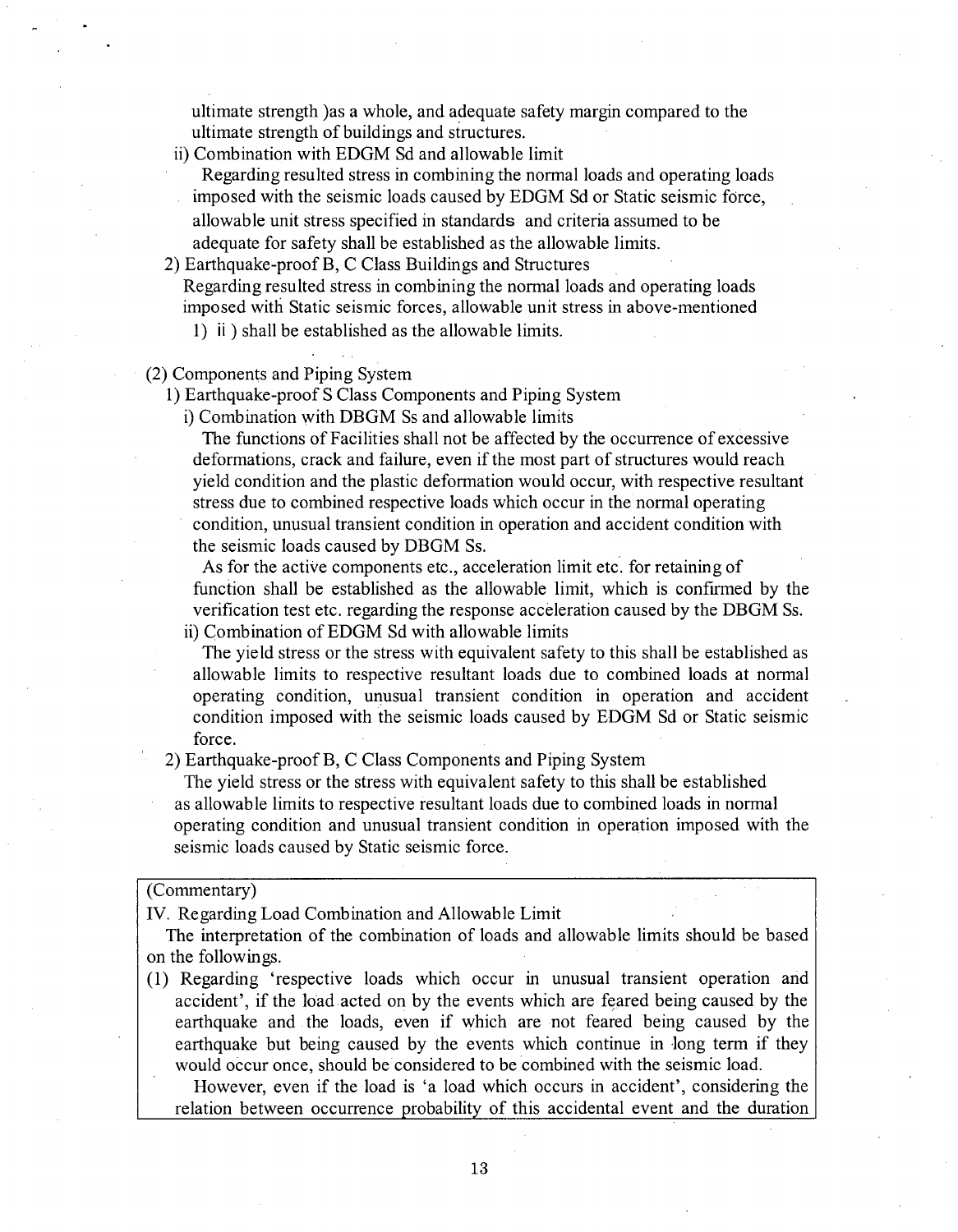ultimate strength )as a whole, and adequate safety margin compared to the ultimate strength of buildings and structures.

ii) Combination with EDGM Sd and allowable limit

Regarding resulted stress in combining the normal loads and operating loads imposed with the seismic loads caused by EDGM Sd or Static seismic force, allowable unit stress specified in standards and criteria assumed to be adequate for safety shall be established as the allowable limits.

2) Earthquake-proof B, C Class Buildings and Structures

Regarding resulted stress in combining the normal loads and operating loads imposed with Static seismic forces, allowable unit stress in above-mentioned 1) ii ) shall be established as the allowable limits.

(2) Components and Piping System

1) Earthquake-proof S Class Components and Piping System

i) Combination with DBGM Ss and allowable limits

The functions of Facilities shall not be affected by the occurrence of excessive deformations, crack and failure, even if the most part of structures would reach yield condition and the plastic deformation would occur, with respective resultant stress due to combined respective loads which occur in the normal operating condition, unusual transient condition in operation and accident condition with the seismic loads caused by DBGM Ss.

As for the active components etc., acceleration limit etc. for retaining of function shall be established as the allowable limit, which is confirmed by the verification test etc. regarding the response acceleration caused by the DBGM Ss.

ii) Combination of EDGM Sd with allowable limits

The yield stress or the stress with equivalent safety to this shall be established as allowable limits to respective resultant loads due to combined loads at normal operating condition, unusual transient condition in operation and accident condition imposed with the seismic loads caused by EDGM Sd or Static seismic force.

2) Earthquake-proof B, C Class Components and Piping System

The yield stress or the stress with equivalent safety to this shall be established as allowable limits to respective resultant loads due to combined loads in normal operating condition and unusual transient condition in operation imposed with the seismic loads caused by Static seismic force.

(Commentary)

IV. Regarding Load Combination and Allowable Limit

The interpretation of the combination of loads and allowable limits should be based on the followings.

(1) Regarding 'respective loads which occur in unusual transient operation and accident', if the load acted on by the events which are feared being caused by the earthquake and the loads, even if which are not feared being caused by the earthquake but being caused by the events which continue in long term if they would occur once, should be considered to be combined with the seismic load.

However, even if the load is 'a load which occurs in accident', considering the relation between occurrence probability of this accidental event and the duration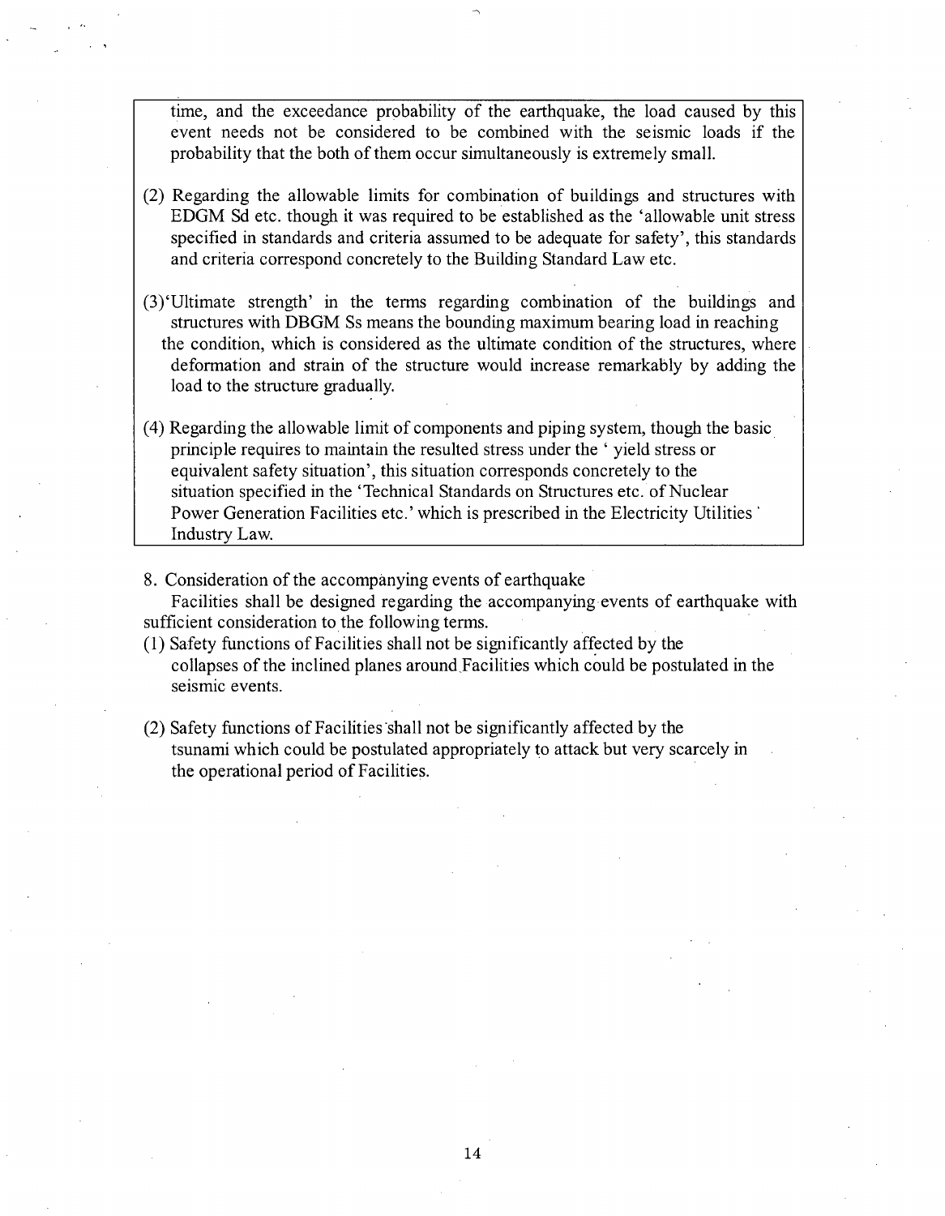time, and the exceedance probability of the earthquake, the load caused by this event needs not be considered to be combined with the seismic loads if the probability that the both of them occur simultaneously is extremely small.

(2) Regarding the allowable limits for combination of buildings and structures with EDGM Sd etc. though it was required to be established as the 'allowable unit stress specified in standards and criteria assumed to be adequate for safety', this standards and criteria correspond concretely to the Building Standard Law etc.

(3)'Ultimate strength' in the terms regarding combination of the buildings and structures with DBGM Ss means the bounding maximum bearing load in reaching the condition, which is considered as the ultimate condition of the structures, where deformation and strain of the structure would increase remarkably by adding the load to the structure gradually.

(4) Regarding the allowable limit of components and piping system, though the basic principle requires to maintain the resulted stress under the ' yield stress or equivalent safety situation', this situation corresponds concretely to the situation specified in the 'Technical Standards on Structures etc. of Nuclear Power Generation Facilities etc.' which is prescribed in the Electricity Utilities ' Industry Law.

8. Consideration of the accompanying events of earthquake

Facilities shall be designed regarding the accompanying events of earthquake with sufficient consideration to the following terms.

(1) Safety functions of Facilities shall not be significantly affected by the collapses of the inclined planes around Facilities which could be postulated in the seismic events.

(2) Safety functions of Facilities shall not be significantly affected by the tsunami which could be postulated appropriately to attack but very scarcely in the operational period of Facilities.